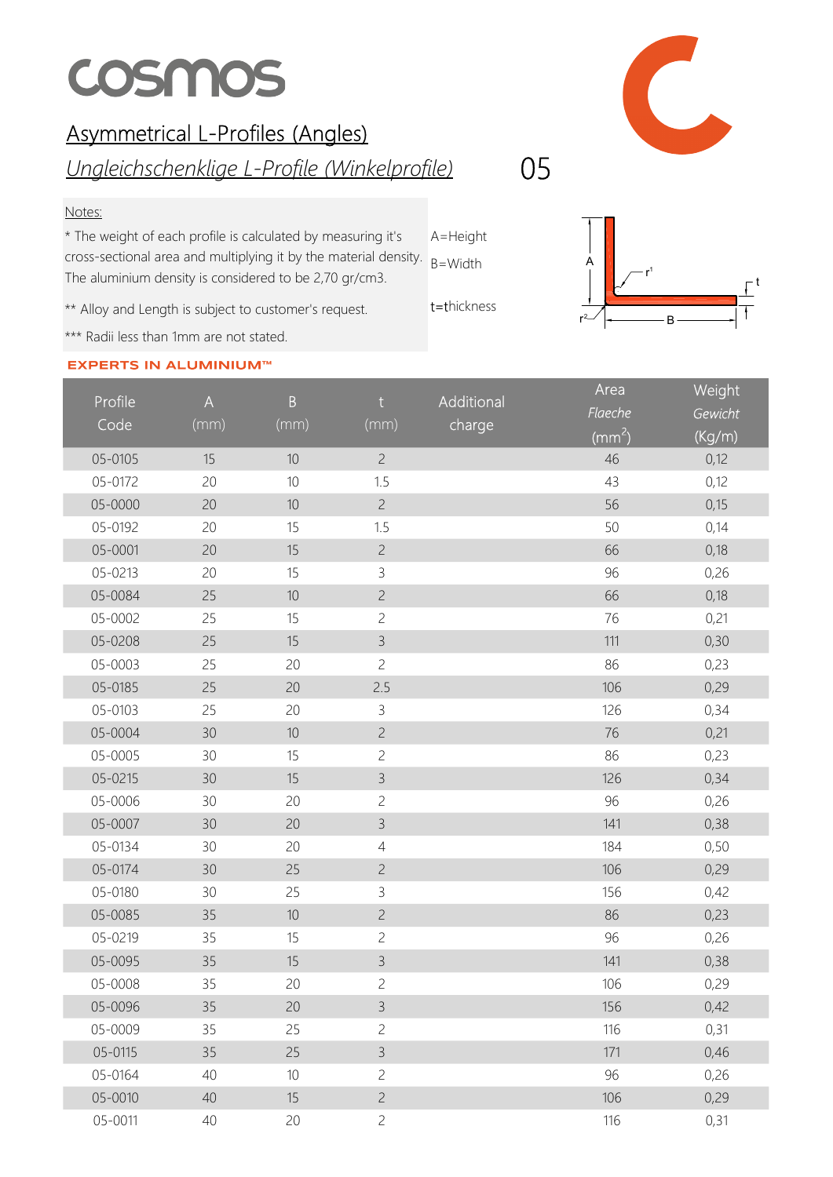# cosmos

## Asymmetrical L-Profiles (Angles)

## *Ungleichschenklige L-Profile (Winkelprofile)*

05

Notes:

* The weight of each profile is calculated by measuring it's cross-sectional area and multiplying it by the material density. The aluminium density is considered to be 2,70 gr/cm3.

** Alloy and Length is subject to customer's request.

*** Radii less than 1mm are not stated.

A=Height

B=Width

t=thickness

EXPERTS IN ALUMINIUM™

| Profile Code | A (mm) | B (mm) | t (mm) | Additional charge | Area *Flaeche* ($mm^2$) | Weight *Gewicht* (Kg/m) |
|---|---|---|---|---|---|---|
| 05-0105 | 15 | 10 | 2 | | 46 | 0,12 |
| 05-0172 | 20 | 10 | 1.5 | | 43 | 0,12 |
| 05-0000 | 20 | 10 | 2 | | 56 | 0,15 |
| 05-0192 | 20 | 15 | 1.5 | | 50 | 0,14 |
| 05-0001 | 20 | 15 | 2 | | 66 | 0,18 |
| 05-0213 | 20 | 15 | 3 | | 96 | 0,26 |
| 05-0084 | 25 | 10 | 2 | | 66 | 0,18 |
| 05-0002 | 25 | 15 | 2 | | 76 | 0,21 |
| 05-0208 | 25 | 15 | 3 | | 111 | 0,30 |
| 05-0003 | 25 | 20 | 2 | | 86 | 0,23 |
| 05-0185 | 25 | 20 | 2.5 | | 106 | 0,29 |
| 05-0103 | 25 | 20 | 3 | | 126 | 0,34 |
| 05-0004 | 30 | 10 | 2 | | 76 | 0,21 |
| 05-0005 | 30 | 15 | 2 | | 86 | 0,23 |
| 05-0215 | 30 | 15 | 3 | | 126 | 0,34 |
| 05-0006 | 30 | 20 | 2 | | 96 | 0,26 |
| 05-0007 | 30 | 20 | 3 | | 141 | 0,38 |
| 05-0134 | 30 | 20 | 4 | | 184 | 0,50 |
| 05-0174 | 30 | 25 | 2 | | 106 | 0,29 |
| 05-0180 | 30 | 25 | 3 | | 156 | 0,42 |
| 05-0085 | 35 | 10 | 2 | | 86 | 0,23 |
| 05-0219 | 35 | 15 | 2 | | 96 | 0,26 |
| 05-0095 | 35 | 15 | 3 | | 141 | 0,38 |
| 05-0008 | 35 | 20 | 2 | | 106 | 0,29 |
| 05-0096 | 35 | 20 | 3 | | 156 | 0,42 |
| 05-0009 | 35 | 25 | 2 | | 116 | 0,31 |
| 05-0115 | 35 | 25 | 3 | | 171 | 0,46 |
| 05-0164 | 40 | 10 | 2 | | 96 | 0,26 |
| 05-0010 | 40 | 15 | 2 | | 106 | 0,29 |
| 05-0011 | 40 | 20 | 2 | | 116 | 0,31 |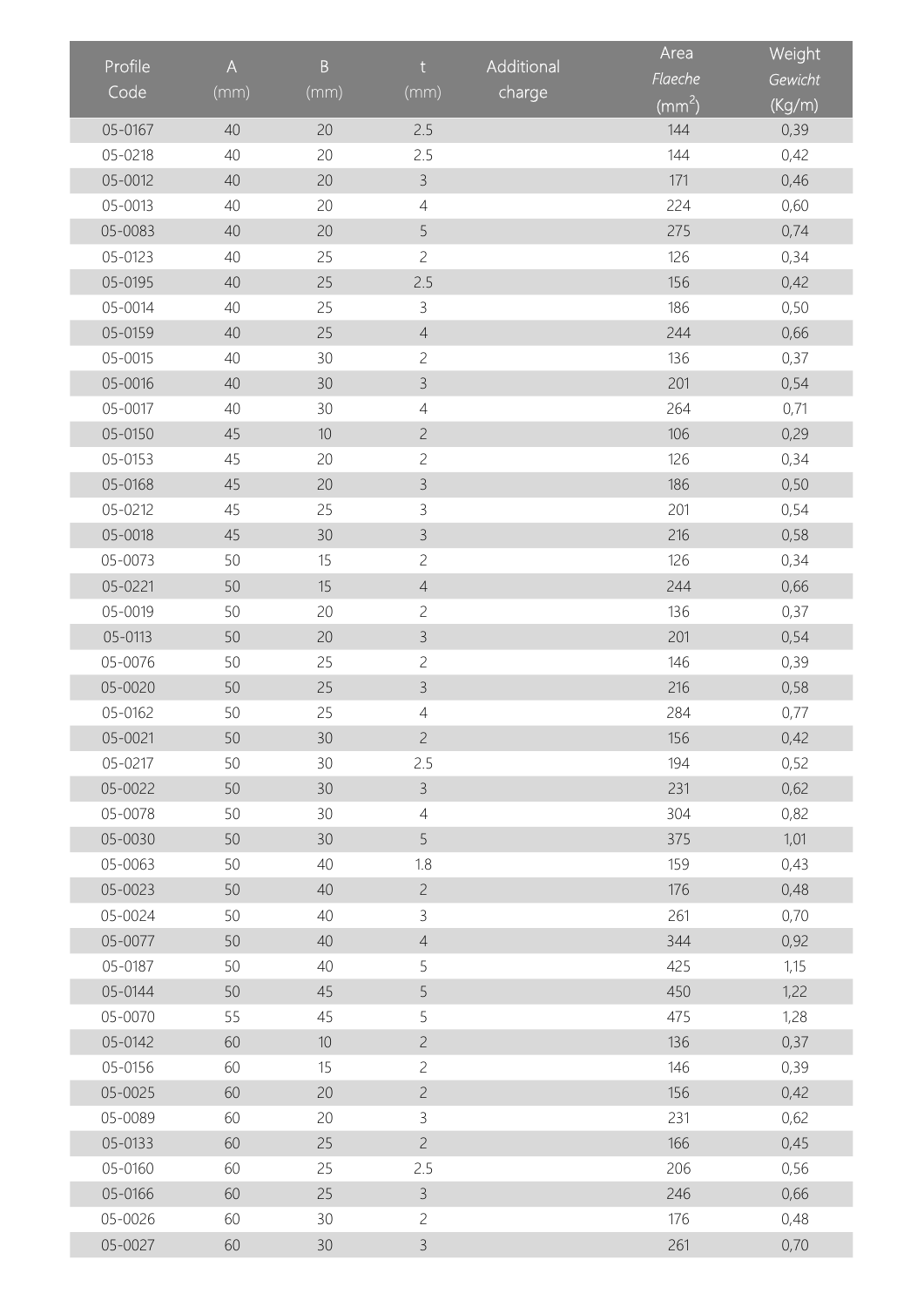| Profile Code | A (mm) | B (mm) | t (mm) | Additional charge | Area *Flaeche* ($mm^2$) | Weight *Gewicht* (Kg/m) |
|---|---|---|---|---|---|---|
| 05-0167 | 40 | 20 | 2.5 | | 144 | 0,39 |
| 05-0218 | 40 | 20 | 2.5 | | 144 | 0,42 |
| 05-0012 | 40 | 20 | 3 | | 171 | 0,46 |
| 05-0013 | 40 | 20 | 4 | | 224 | 0,60 |
| 05-0083 | 40 | 20 | 5 | | 275 | 0,74 |
| 05-0123 | 40 | 25 | 2 | | 126 | 0,34 |
| 05-0195 | 40 | 25 | 2.5 | | 156 | 0,42 |
| 05-0014 | 40 | 25 | 3 | | 186 | 0,50 |
| 05-0159 | 40 | 25 | 4 | | 244 | 0,66 |
| 05-0015 | 40 | 30 | 2 | | 136 | 0,37 |
| 05-0016 | 40 | 30 | 3 | | 201 | 0,54 |
| 05-0017 | 40 | 30 | 4 | | 264 | 0,71 |
| 05-0150 | 45 | 10 | 2 | | 106 | 0,29 |
| 05-0153 | 45 | 20 | 2 | | 126 | 0,34 |
| 05-0168 | 45 | 20 | 3 | | 186 | 0,50 |
| 05-0212 | 45 | 25 | 3 | | 201 | 0,54 |
| 05-0018 | 45 | 30 | 3 | | 216 | 0,58 |
| 05-0073 | 50 | 15 | 2 | | 126 | 0,34 |
| 05-0221 | 50 | 15 | 4 | | 244 | 0,66 |
| 05-0019 | 50 | 20 | 2 | | 136 | 0,37 |
| 05-0113 | 50 | 20 | 3 | | 201 | 0,54 |
| 05-0076 | 50 | 25 | 2 | | 146 | 0,39 |
| 05-0020 | 50 | 25 | 3 | | 216 | 0,58 |
| 05-0162 | 50 | 25 | 4 | | 284 | 0,77 |
| 05-0021 | 50 | 30 | 2 | | 156 | 0,42 |
| 05-0217 | 50 | 30 | 2.5 | | 194 | 0,52 |
| 05-0022 | 50 | 30 | 3 | | 231 | 0,62 |
| 05-0078 | 50 | 30 | 4 | | 304 | 0,82 |
| 05-0030 | 50 | 30 | 5 | | 375 | 1,01 |
| 05-0063 | 50 | 40 | 1.8 | | 159 | 0,43 |
| 05-0023 | 50 | 40 | 2 | | 176 | 0,48 |
| 05-0024 | 50 | 40 | 3 | | 261 | 0,70 |
| 05-0077 | 50 | 40 | 4 | | 344 | 0,92 |
| 05-0187 | 50 | 40 | 5 | | 425 | 1,15 |
| 05-0144 | 50 | 45 | 5 | | 450 | 1,22 |
| 05-0070 | 55 | 45 | 5 | | 475 | 1,28 |
| 05-0142 | 60 | 10 | 2 | | 136 | 0,37 |
| 05-0156 | 60 | 15 | 2 | | 146 | 0,39 |
| 05-0025 | 60 | 20 | 2 | | 156 | 0,42 |
| 05-0089 | 60 | 20 | 3 | | 231 | 0,62 |
| 05-0133 | 60 | 25 | 2 | | 166 | 0,45 |
| 05-0160 | 60 | 25 | 2.5 | | 206 | 0,56 |
| 05-0166 | 60 | 25 | 3 | | 246 | 0,66 |
| 05-0026 | 60 | 30 | 2 | | 176 | 0,48 |
| 05-0027 | 60 | 30 | 3 | | 261 | 0,70 |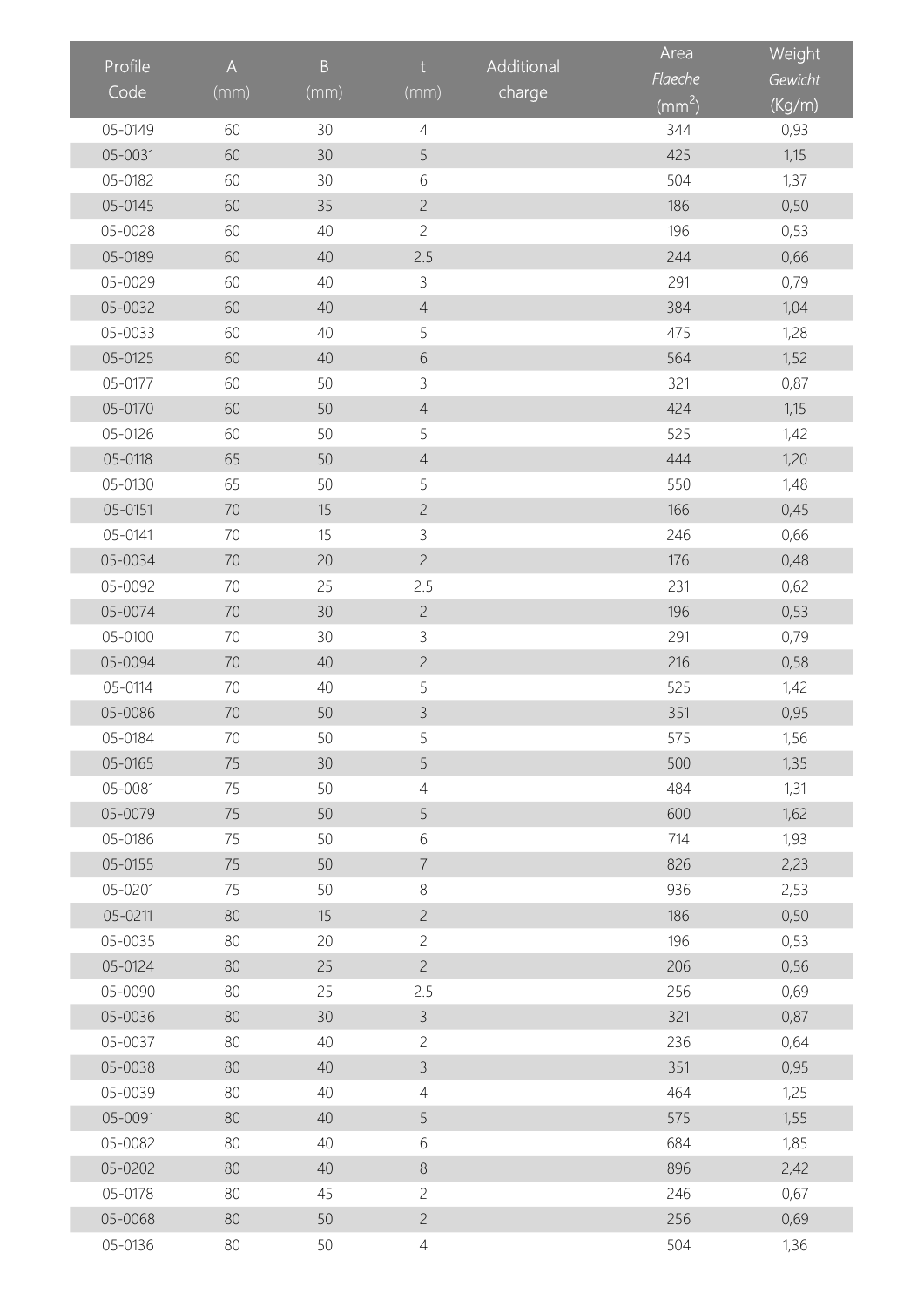| Profile Code | A (mm) | B (mm) | t (mm) | Additional charge | Area *Flaeche* ($mm^2$) | Weight *Gewicht* (Kg/m) |
|---|---|---|---|---|---|---|
| 05-0149 | 60 | 30 | 4 | | 344 | 0,93 |
| 05-0031 | 60 | 30 | 5 | | 425 | 1,15 |
| 05-0182 | 60 | 30 | 6 | | 504 | 1,37 |
| 05-0145 | 60 | 35 | 2 | | 186 | 0,50 |
| 05-0028 | 60 | 40 | 2 | | 196 | 0,53 |
| 05-0189 | 60 | 40 | 2.5 | | 244 | 0,66 |
| 05-0029 | 60 | 40 | 3 | | 291 | 0,79 |
| 05-0032 | 60 | 40 | 4 | | 384 | 1,04 |
| 05-0033 | 60 | 40 | 5 | | 475 | 1,28 |
| 05-0125 | 60 | 40 | 6 | | 564 | 1,52 |
| 05-0177 | 60 | 50 | 3 | | 321 | 0,87 |
| 05-0170 | 60 | 50 | 4 | | 424 | 1,15 |
| 05-0126 | 60 | 50 | 5 | | 525 | 1,42 |
| 05-0118 | 65 | 50 | 4 | | 444 | 1,20 |
| 05-0130 | 65 | 50 | 5 | | 550 | 1,48 |
| 05-0151 | 70 | 15 | 2 | | 166 | 0,45 |
| 05-0141 | 70 | 15 | 3 | | 246 | 0,66 |
| 05-0034 | 70 | 20 | 2 | | 176 | 0,48 |
| 05-0092 | 70 | 25 | 2.5 | | 231 | 0,62 |
| 05-0074 | 70 | 30 | 2 | | 196 | 0,53 |
| 05-0100 | 70 | 30 | 3 | | 291 | 0,79 |
| 05-0094 | 70 | 40 | 2 | | 216 | 0,58 |
| 05-0114 | 70 | 40 | 5 | | 525 | 1,42 |
| 05-0086 | 70 | 50 | 3 | | 351 | 0,95 |
| 05-0184 | 70 | 50 | 5 | | 575 | 1,56 |
| 05-0165 | 75 | 30 | 5 | | 500 | 1,35 |
| 05-0081 | 75 | 50 | 4 | | 484 | 1,31 |
| 05-0079 | 75 | 50 | 5 | | 600 | 1,62 |
| 05-0186 | 75 | 50 | 6 | | 714 | 1,93 |
| 05-0155 | 75 | 50 | 7 | | 826 | 2,23 |
| 05-0201 | 75 | 50 | 8 | | 936 | 2,53 |
| 05-0211 | 80 | 15 | 2 | | 186 | 0,50 |
| 05-0035 | 80 | 20 | 2 | | 196 | 0,53 |
| 05-0124 | 80 | 25 | 2 | | 206 | 0,56 |
| 05-0090 | 80 | 25 | 2.5 | | 256 | 0,69 |
| 05-0036 | 80 | 30 | 3 | | 321 | 0,87 |
| 05-0037 | 80 | 40 | 2 | | 236 | 0,64 |
| 05-0038 | 80 | 40 | 3 | | 351 | 0,95 |
| 05-0039 | 80 | 40 | 4 | | 464 | 1,25 |
| 05-0091 | 80 | 40 | 5 | | 575 | 1,55 |
| 05-0082 | 80 | 40 | 6 | | 684 | 1,85 |
| 05-0202 | 80 | 40 | 8 | | 896 | 2,42 |
| 05-0178 | 80 | 45 | 2 | | 246 | 0,67 |
| 05-0068 | 80 | 50 | 2 | | 256 | 0,69 |
| 05-0136 | 80 | 50 | 4 | | 504 | 1,36 |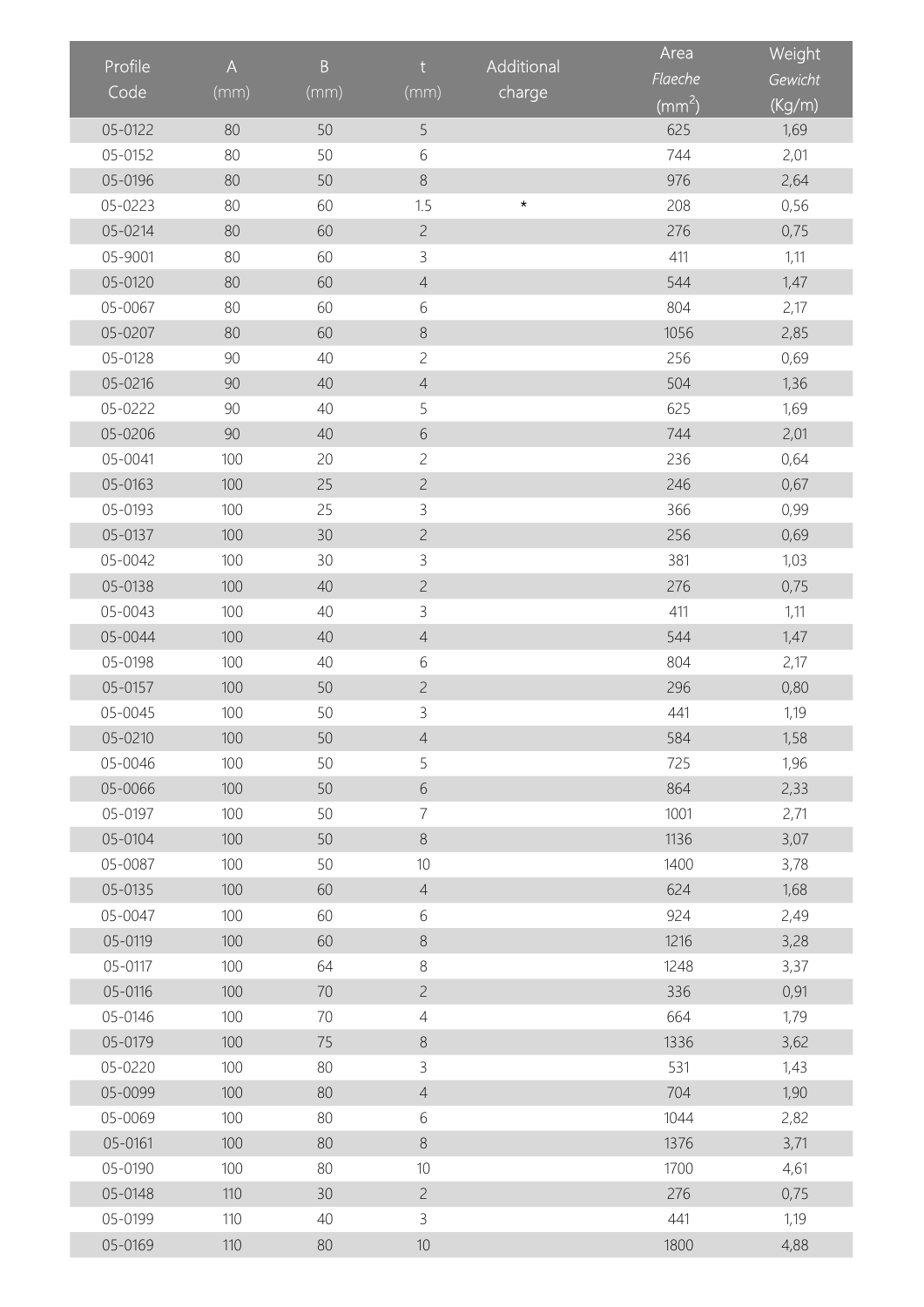| Profile Code | A (mm) | B (mm) | t (mm) | Additional charge | Area *Flaeche* ($mm^2$) | Weight *Gewicht* (Kg/m) |
|---|---|---|---|---|---|---|
| 05-0122 | 80 | 50 | 5 | | 625 | 1,69 |
| 05-0152 | 80 | 50 | 6 | | 744 | 2,01 |
| 05-0196 | 80 | 50 | 8 | | 976 | 2,64 |
| 05-0223 | 80 | 60 | 1.5 | * | 208 | 0,56 |
| 05-0214 | 80 | 60 | 2 | | 276 | 0,75 |
| 05-9001 | 80 | 60 | 3 | | 411 | 1,11 |
| 05-0120 | 80 | 60 | 4 | | 544 | 1,47 |
| 05-0067 | 80 | 60 | 6 | | 804 | 2,17 |
| 05-0207 | 80 | 60 | 8 | | 1056 | 2,85 |
| 05-0128 | 90 | 40 | 2 | | 256 | 0,69 |
| 05-0216 | 90 | 40 | 4 | | 504 | 1,36 |
| 05-0222 | 90 | 40 | 5 | | 625 | 1,69 |
| 05-0206 | 90 | 40 | 6 | | 744 | 2,01 |
| 05-0041 | 100 | 20 | 2 | | 236 | 0,64 |
| 05-0163 | 100 | 25 | 2 | | 246 | 0,67 |
| 05-0193 | 100 | 25 | 3 | | 366 | 0,99 |
| 05-0137 | 100 | 30 | 2 | | 256 | 0,69 |
| 05-0042 | 100 | 30 | 3 | | 381 | 1,03 |
| 05-0138 | 100 | 40 | 2 | | 276 | 0,75 |
| 05-0043 | 100 | 40 | 3 | | 411 | 1,11 |
| 05-0044 | 100 | 40 | 4 | | 544 | 1,47 |
| 05-0198 | 100 | 40 | 6 | | 804 | 2,17 |
| 05-0157 | 100 | 50 | 2 | | 296 | 0,80 |
| 05-0045 | 100 | 50 | 3 | | 441 | 1,19 |
| 05-0210 | 100 | 50 | 4 | | 584 | 1,58 |
| 05-0046 | 100 | 50 | 5 | | 725 | 1,96 |
| 05-0066 | 100 | 50 | 6 | | 864 | 2,33 |
| 05-0197 | 100 | 50 | 7 | | 1001 | 2,71 |
| 05-0104 | 100 | 50 | 8 | | 1136 | 3,07 |
| 05-0087 | 100 | 50 | 10 | | 1400 | 3,78 |
| 05-0135 | 100 | 60 | 4 | | 624 | 1,68 |
| 05-0047 | 100 | 60 | 6 | | 924 | 2,49 |
| 05-0119 | 100 | 60 | 8 | | 1216 | 3,28 |
| 05-0117 | 100 | 64 | 8 | | 1248 | 3,37 |
| 05-0116 | 100 | 70 | 2 | | 336 | 0,91 |
| 05-0146 | 100 | 70 | 4 | | 664 | 1,79 |
| 05-0179 | 100 | 75 | 8 | | 1336 | 3,62 |
| 05-0220 | 100 | 80 | 3 | | 531 | 1,43 |
| 05-0099 | 100 | 80 | 4 | | 704 | 1,90 |
| 05-0069 | 100 | 80 | 6 | | 1044 | 2,82 |
| 05-0161 | 100 | 80 | 8 | | 1376 | 3,71 |
| 05-0190 | 100 | 80 | 10 | | 1700 | 4,61 |
| 05-0148 | 110 | 30 | 2 | | 276 | 0,75 |
| 05-0199 | 110 | 40 | 3 | | 441 | 1,19 |
| 05-0169 | 110 | 80 | 10 | | 1800 | 4,88 |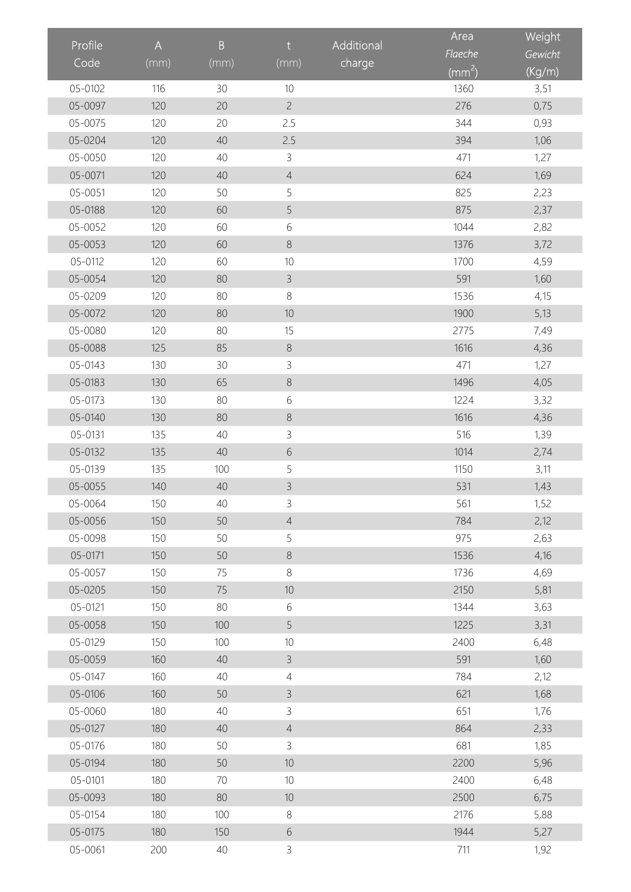| Profile Code | A (mm) | B (mm) | t (mm) | Additional charge | Area *Flaeche* ($mm^2$) | Weight *Gewicht* (Kg/m) |
|---|---|---|---|---|---|---|
| 05-0102 | 116 | 30 | 10 | | 1360 | 3,51 |
| 05-0097 | 120 | 20 | 2 | | 276 | 0,75 |
| 05-0075 | 120 | 20 | 2.5 | | 344 | 0,93 |
| 05-0204 | 120 | 40 | 2.5 | | 394 | 1,06 |
| 05-0050 | 120 | 40 | 3 | | 471 | 1,27 |
| 05-0071 | 120 | 40 | 4 | | 624 | 1,69 |
| 05-0051 | 120 | 50 | 5 | | 825 | 2,23 |
| 05-0188 | 120 | 60 | 5 | | 875 | 2,37 |
| 05-0052 | 120 | 60 | 6 | | 1044 | 2,82 |
| 05-0053 | 120 | 60 | 8 | | 1376 | 3,72 |
| 05-0112 | 120 | 60 | 10 | | 1700 | 4,59 |
| 05-0054 | 120 | 80 | 3 | | 591 | 1,60 |
| 05-0209 | 120 | 80 | 8 | | 1536 | 4,15 |
| 05-0072 | 120 | 80 | 10 | | 1900 | 5,13 |
| 05-0080 | 120 | 80 | 15 | | 2775 | 7,49 |
| 05-0088 | 125 | 85 | 8 | | 1616 | 4,36 |
| 05-0143 | 130 | 30 | 3 | | 471 | 1,27 |
| 05-0183 | 130 | 65 | 8 | | 1496 | 4,05 |
| 05-0173 | 130 | 80 | 6 | | 1224 | 3,32 |
| 05-0140 | 130 | 80 | 8 | | 1616 | 4,36 |
| 05-0131 | 135 | 40 | 3 | | 516 | 1,39 |
| 05-0132 | 135 | 40 | 6 | | 1014 | 2,74 |
| 05-0139 | 135 | 100 | 5 | | 1150 | 3,11 |
| 05-0055 | 140 | 40 | 3 | | 531 | 1,43 |
| 05-0064 | 150 | 40 | 3 | | 561 | 1,52 |
| 05-0056 | 150 | 50 | 4 | | 784 | 2,12 |
| 05-0098 | 150 | 50 | 5 | | 975 | 2,63 |
| 05-0171 | 150 | 50 | 8 | | 1536 | 4,16 |
| 05-0057 | 150 | 75 | 8 | | 1736 | 4,69 |
| 05-0205 | 150 | 75 | 10 | | 2150 | 5,81 |
| 05-0121 | 150 | 80 | 6 | | 1344 | 3,63 |
| 05-0058 | 150 | 100 | 5 | | 1225 | 3,31 |
| 05-0129 | 150 | 100 | 10 | | 2400 | 6,48 |
| 05-0059 | 160 | 40 | 3 | | 591 | 1,60 |
| 05-0147 | 160 | 40 | 4 | | 784 | 2,12 |
| 05-0106 | 160 | 50 | 3 | | 621 | 1,68 |
| 05-0060 | 180 | 40 | 3 | | 651 | 1,76 |
| 05-0127 | 180 | 40 | 4 | | 864 | 2,33 |
| 05-0176 | 180 | 50 | 3 | | 681 | 1,85 |
| 05-0194 | 180 | 50 | 10 | | 2200 | 5,96 |
| 05-0101 | 180 | 70 | 10 | | 2400 | 6,48 |
| 05-0093 | 180 | 80 | 10 | | 2500 | 6,75 |
| 05-0154 | 180 | 100 | 8 | | 2176 | 5,88 |
| 05-0175 | 180 | 150 | 6 | | 1944 | 5,27 |
| 05-0061 | 200 | 40 | 3 | | 711 | 1,92 |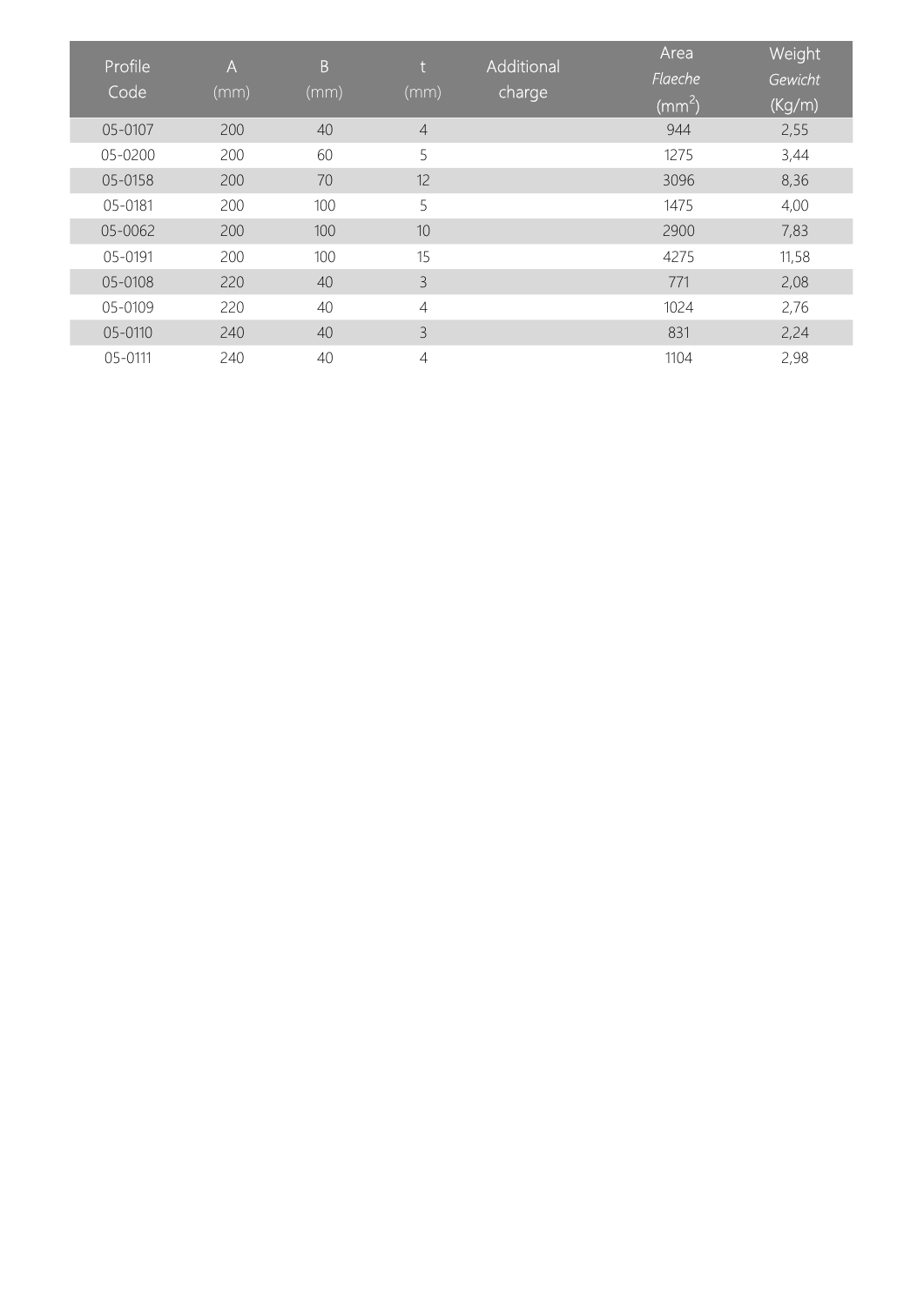| Profile Code | A (mm) | B (mm) | t (mm) | Additional charge | Area *Flaeche* ($mm^2$) | Weight *Gewicht* (Kg/m) |
|---|---|---|---|---|---|---|
| 05-0107 | 200 | 40 | 4 | | 944 | 2,55 |
| 05-0200 | 200 | 60 | 5 | | 1275 | 3,44 |
| 05-0158 | 200 | 70 | 12 | | 3096 | 8,36 |
| 05-0181 | 200 | 100 | 5 | | 1475 | 4,00 |
| 05-0062 | 200 | 100 | 10 | | 2900 | 7,83 |
| 05-0191 | 200 | 100 | 15 | | 4275 | 11,58 |
| 05-0108 | 220 | 40 | 3 | | 771 | 2,08 |
| 05-0109 | 220 | 40 | 4 | | 1024 | 2,76 |
| 05-0110 | 240 | 40 | 3 | | 831 | 2,24 |
| 05-0111 | 240 | 40 | 4 | | 1104 | 2,98 |